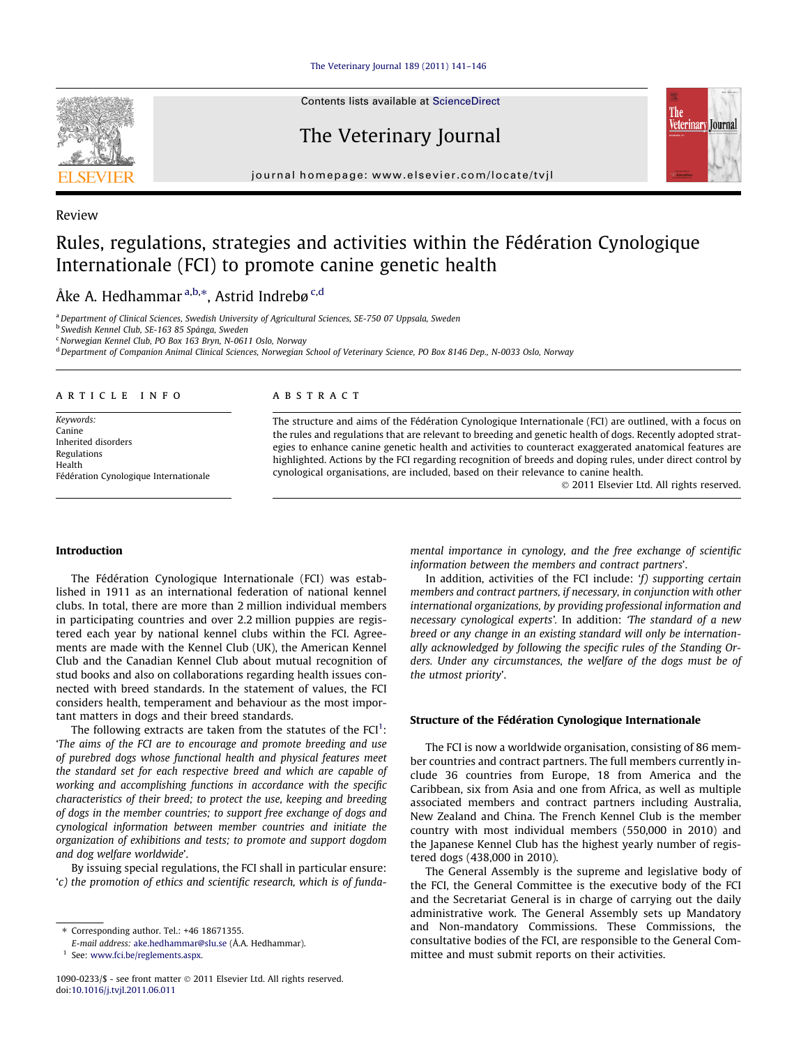Review

# Rules, regulations, strategies and activities within the Fédération Cynologique Internationale (FCI) to promote canine genetic health

Åke A. Hedhammar[a,b,*], Astrid Indrebø[c,d]

[a] Department of Clinical Sciences, Swedish University of Agricultural Sciences, SE-750 07 Uppsala, Sweden
[b] Swedish Kennel Club, SE-163 85 Spånga, Sweden
[c] Norwegian Kennel Club, PO Box 163 Bryn, N-0611 Oslo, Norway
[d] Department of Companion Animal Clinical Sciences, Norwegian School of Veterinary Science, PO Box 8146 Dep., N-0033 Oslo, Norway

## ARTICLE INFO

*Keywords:*
Canine
Inherited disorders
Regulations
Health
Fédération Cynologique Internationale

## ABSTRACT

The structure and aims of the Fédération Cynologique Internationale (FCI) are outlined, with a focus on the rules and regulations that are relevant to breeding and genetic health of dogs. Recently adopted strategies to enhance canine genetic health and activities to counteract exaggerated anatomical features are highlighted. Actions by the FCI regarding recognition of breeds and doping rules, under direct control by cynological organisations, are included, based on their relevance to canine health.

© 2011 Elsevier Ltd. All rights reserved.

## Introduction

The Fédération Cynologique Internationale (FCI) was established in 1911 as an international federation of national kennel clubs. In total, there are more than 2 million individual members in participating countries and over 2.2 million puppies are registered each year by national kennel clubs within the FCI. Agreements are made with the Kennel Club (UK), the American Kennel Club and the Canadian Kennel Club about mutual recognition of stud books and also on collaborations regarding health issues connected with breed standards. In the statement of values, the FCI considers health, temperament and behaviour as the most important matters in dogs and their breed standards.

The following extracts are taken from the statutes of the FCI[1]: '*The aims of the FCI are to encourage and promote breeding and use of purebred dogs whose functional health and physical features meet the standard set for each respective breed and which are capable of working and accomplishing functions in accordance with the specific characteristics of their breed; to protect the use, keeping and breeding of dogs in the member countries; to support free exchange of dogs and cynological information between member countries and initiate the organization of exhibitions and tests; to promote and support dogdom and dog welfare worldwide*'.

By issuing special regulations, the FCI shall in particular ensure: '*c) the promotion of ethics and scientific research, which is of fundamental importance in cynology, and the free exchange of scientific information between the members and contract partners*'.

In addition, activities of the FCI include: '*f) supporting certain members and contract partners, if necessary, in conjunction with other international organizations, by providing professional information and necessary cynological experts*'. In addition: '*The standard of a new breed or any change in an existing standard will only be internationally acknowledged by following the specific rules of the Standing Orders. Under any circumstances, the welfare of the dogs must be of the utmost priority*'.

## Structure of the Fédération Cynologique Internationale

The FCI is now a worldwide organisation, consisting of 86 member countries and contract partners. The full members currently include 36 countries from Europe, 18 from America and the Caribbean, six from Asia and one from Africa, as well as multiple associated members and contract partners including Australia, New Zealand and China. The French Kennel Club is the member country with most individual members (550,000 in 2010) and the Japanese Kennel Club has the highest yearly number of registered dogs (438,000 in 2010).

The General Assembly is the supreme and legislative body of the FCI, the General Committee is the executive body of the FCI and the Secretariat General is in charge of carrying out the daily administrative work. The General Assembly sets up Mandatory and Non-mandatory Commissions. These Commissions, the consultative bodies of the FCI, are responsible to the General Committee and must submit reports on their activities.

* Corresponding author. Tel.: +46 18671355.
E-mail address: ake.hedhammar@slu.se (Å.A. Hedhammar).
[1] See: www.fci.be/reglements.aspx.

1090-0233/$ - see front matter © 2011 Elsevier Ltd. All rights reserved.
doi:10.1016/j.tvjl.2011.06.011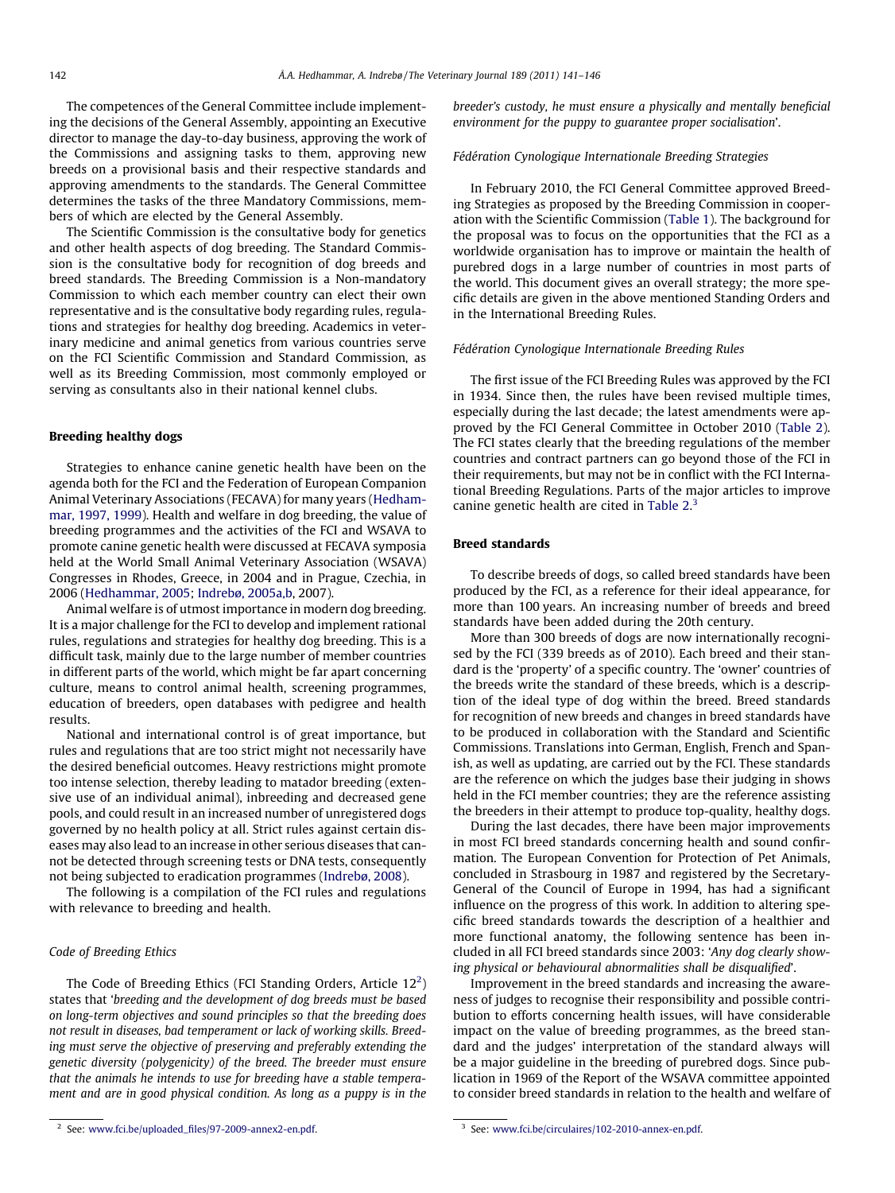The competences of the General Committee include implementing the decisions of the General Assembly, appointing an Executive director to manage the day-to-day business, approving the work of the Commissions and assigning tasks to them, approving new breeds on a provisional basis and their respective standards and approving amendments to the standards. The General Committee determines the tasks of the three Mandatory Commissions, members of which are elected by the General Assembly.

The Scientific Commission is the consultative body for genetics and other health aspects of dog breeding. The Standard Commission is the consultative body for recognition of dog breeds and breed standards. The Breeding Commission is a Non-mandatory Commission to which each member country can elect their own representative and is the consultative body regarding rules, regulations and strategies for healthy dog breeding. Academics in veterinary medicine and animal genetics from various countries serve on the FCI Scientific Commission and Standard Commission, as well as its Breeding Commission, most commonly employed or serving as consultants also in their national kennel clubs.

## Breeding healthy dogs

Strategies to enhance canine genetic health have been on the agenda both for the FCI and the Federation of European Companion Animal Veterinary Associations (FECAVA) for many years (Hedhammar, 1997, 1999). Health and welfare in dog breeding, the value of breeding programmes and the activities of the FCI and WSAVA to promote canine genetic health were discussed at FECAVA symposia held at the World Small Animal Veterinary Association (WSAVA) Congresses in Rhodes, Greece, in 2004 and in Prague, Czechia, in 2006 (Hedhammar, 2005; Indrebø, 2005a,b, 2007).

Animal welfare is of utmost importance in modern dog breeding. It is a major challenge for the FCI to develop and implement rational rules, regulations and strategies for healthy dog breeding. This is a difficult task, mainly due to the large number of member countries in different parts of the world, which might be far apart concerning culture, means to control animal health, screening programmes, education of breeders, open databases with pedigree and health results.

National and international control is of great importance, but rules and regulations that are too strict might not necessarily have the desired beneficial outcomes. Heavy restrictions might promote too intense selection, thereby leading to matador breeding (extensive use of an individual animal), inbreeding and decreased gene pools, and could result in an increased number of unregistered dogs governed by no health policy at all. Strict rules against certain diseases may also lead to an increase in other serious diseases that cannot be detected through screening tests or DNA tests, consequently not being subjected to eradication programmes (Indrebø, 2008).

The following is a compilation of the FCI rules and regulations with relevance to breeding and health.

### *Code of Breeding Ethics*

The Code of Breeding Ethics (FCI Standing Orders, Article 12[2]) states that '*breeding and the development of dog breeds must be based on long-term objectives and sound principles so that the breeding does not result in diseases, bad temperament or lack of working skills. Breeding must serve the objective of preserving and preferably extending the genetic diversity (polygenicity) of the breed. The breeder must ensure that the animals he intends to use for breeding have a stable temperament and are in good physical condition. As long as a puppy is in the breeder's custody, he must ensure a physically and mentally beneficial environment for the puppy to guarantee proper socialisation*'.

### *Fédération Cynologique Internationale Breeding Strategies*

In February 2010, the FCI General Committee approved Breeding Strategies as proposed by the Breeding Commission in cooperation with the Scientific Commission (Table 1). The background for the proposal was to focus on the opportunities that the FCI as a worldwide organisation has to improve or maintain the health of purebred dogs in a large number of countries in most parts of the world. This document gives an overall strategy; the more specific details are given in the above mentioned Standing Orders and in the International Breeding Rules.

### *Fédération Cynologique Internationale Breeding Rules*

The first issue of the FCI Breeding Rules was approved by the FCI in 1934. Since then, the rules have been revised multiple times, especially during the last decade; the latest amendments were approved by the FCI General Committee in October 2010 (Table 2). The FCI states clearly that the breeding regulations of the member countries and contract partners can go beyond those of the FCI in their requirements, but may not be in conflict with the FCI International Breeding Regulations. Parts of the major articles to improve canine genetic health are cited in Table 2.[3]

## Breed standards

To describe breeds of dogs, so called breed standards have been produced by the FCI, as a reference for their ideal appearance, for more than 100 years. An increasing number of breeds and breed standards have been added during the 20th century.

More than 300 breeds of dogs are now internationally recognised by the FCI (339 breeds as of 2010). Each breed and their standard is the 'property' of a specific country. The 'owner' countries of the breeds write the standard of these breeds, which is a description of the ideal type of dog within the breed. Breed standards for recognition of new breeds and changes in breed standards have to be produced in collaboration with the Standard and Scientific Commissions. Translations into German, English, French and Spanish, as well as updating, are carried out by the FCI. These standards are the reference on which the judges base their judging in shows held in the FCI member countries; they are the reference assisting the breeders in their attempt to produce top-quality, healthy dogs.

During the last decades, there have been major improvements in most FCI breed standards concerning health and sound confirmation. The European Convention for Protection of Pet Animals, concluded in Strasbourg in 1987 and registered by the Secretary-General of the Council of Europe in 1994, has had a significant influence on the progress of this work. In addition to altering specific breed standards towards the description of a healthier and more functional anatomy, the following sentence has been included in all FCI breed standards since 2003: '*Any dog clearly showing physical or behavioural abnormalities shall be disqualified*'.

Improvement in the breed standards and increasing the awareness of judges to recognise their responsibility and possible contribution to efforts concerning health issues, will have considerable impact on the value of breeding programmes, as the breed standard and the judges' interpretation of the standard always will be a major guideline in the breeding of purebred dogs. Since publication in 1969 of the Report of the WSAVA committee appointed to consider breed standards in relation to the health and welfare of

---

[2] See: www.fci.be/uploaded_files/97-2009-annex2-en.pdf.

[3] See: www.fci.be/circulaires/102-2010-annex-en.pdf.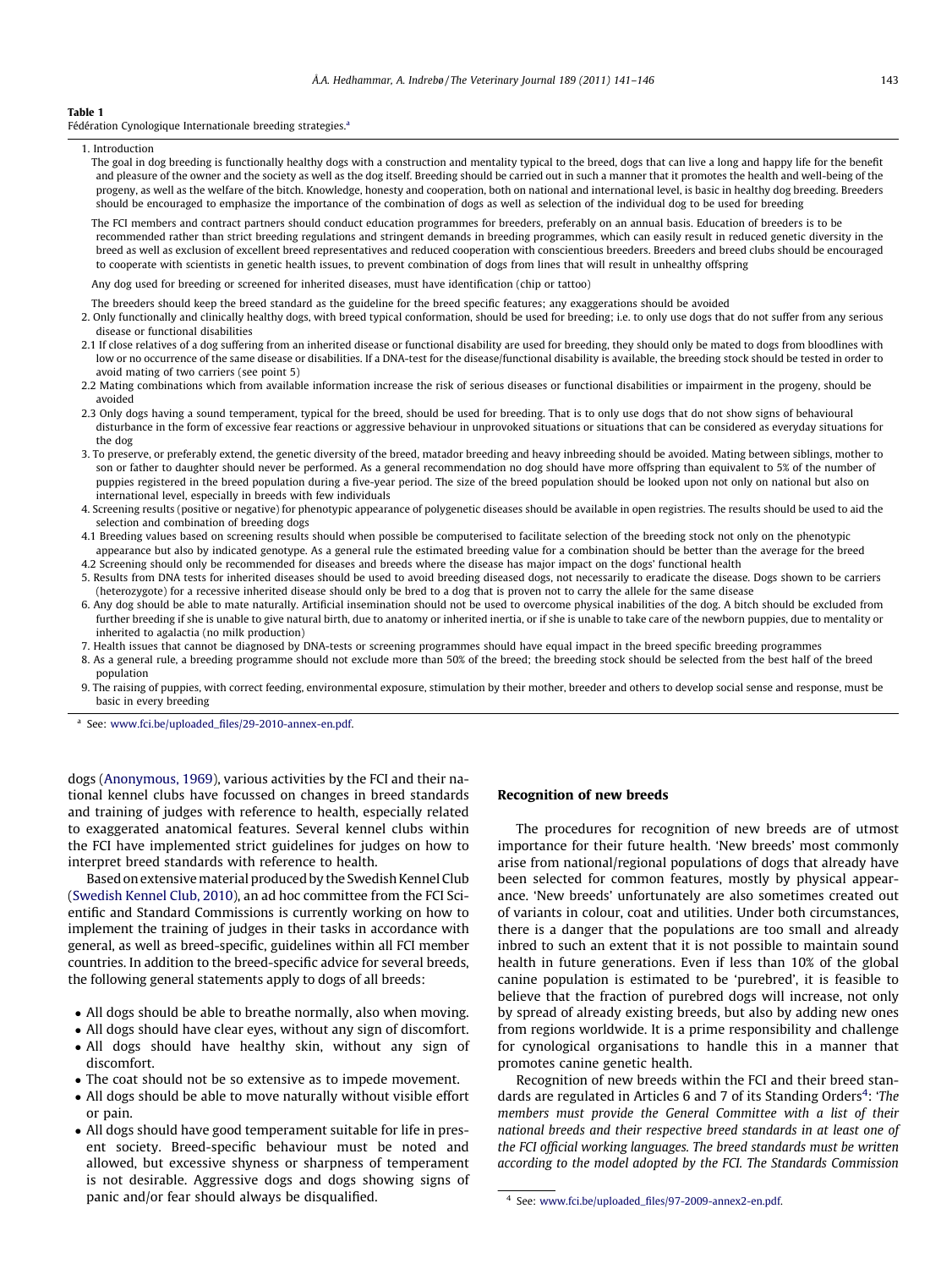**Table 1**
Fédération Cynologique Internationale breeding strategies.[a]

1. Introduction

The goal in dog breeding is functionally healthy dogs with a construction and mentality typical to the breed, dogs that can live a long and happy life for the benefit and pleasure of the owner and the society as well as the dog itself. Breeding should be carried out in such a manner that it promotes the health and well-being of the progeny, as well as the welfare of the bitch. Knowledge, honesty and cooperation, both on national and international level, is basic in healthy dog breeding. Breeders should be encouraged to emphasize the importance of the combination of dogs as well as selection of the individual dog to be used for breeding

The FCI members and contract partners should conduct education programmes for breeders, preferably on an annual basis. Education of breeders is to be recommended rather than strict breeding regulations and stringent demands in breeding programmes, which can easily result in reduced genetic diversity in the breed as well as exclusion of excellent breed representatives and reduced cooperation with conscientious breeders. Breeders and breed clubs should be encouraged to cooperate with scientists in genetic health issues, to prevent combination of dogs from lines that will result in unhealthy offspring

Any dog used for breeding or screened for inherited diseases, must have identification (chip or tattoo)

The breeders should keep the breed standard as the guideline for the breed specific features; any exaggerations should be avoided

2. Only functionally and clinically healthy dogs, with breed typical conformation, should be used for breeding; i.e. to only use dogs that do not suffer from any serious disease or functional disabilities

2.1 If close relatives of a dog suffering from an inherited disease or functional disability are used for breeding, they should only be mated to dogs from bloodlines with low or no occurrence of the same disease or disabilities. If a DNA-test for the disease/functional disability is available, the breeding stock should be tested in order to avoid mating of two carriers (see point 5)

2.2 Mating combinations which from available information increase the risk of serious diseases or functional disabilities or impairment in the progeny, should be avoided

2.3 Only dogs having a sound temperament, typical for the breed, should be used for breeding. That is to only use dogs that do not show signs of behavioural disturbance in the form of excessive fear reactions or aggressive behaviour in unprovoked situations or situations that can be considered as everyday situations for the dog

3. To preserve, or preferably extend, the genetic diversity of the breed, matador breeding and heavy inbreeding should be avoided. Mating between siblings, mother to son or father to daughter should never be performed. As a general recommendation no dog should have more offspring than equivalent to 5% of the number of puppies registered in the breed population during a five-year period. The size of the breed population should be looked upon not only on national but also on international level, especially in breeds with few individuals

4. Screening results (positive or negative) for phenotypic appearance of polygenetic diseases should be available in open registries. The results should be used to aid the selection and combination of breeding dogs

4.1 Breeding values based on screening results should when possible be computerised to facilitate selection of the breeding stock not only on the phenotypic appearance but also by indicated genotype. As a general rule the estimated breeding value for a combination should be better than the average for the breed

4.2 Screening should only be recommended for diseases and breeds where the disease has major impact on the dogs' functional health

5. Results from DNA tests for inherited diseases should be used to avoid breeding diseased dogs, not necessarily to eradicate the disease. Dogs shown to be carriers (heterozygote) for a recessive inherited disease should only be bred to a dog that is proven not to carry the allele for the same disease

6. Any dog should be able to mate naturally. Artificial insemination should not be used to overcome physical inabilities of the dog. A bitch should be excluded from further breeding if she is unable to give natural birth, due to anatomy or inherited inertia, or if she is unable to take care of the newborn puppies, due to mentality or inherited to agalactia (no milk production)

7. Health issues that cannot be diagnosed by DNA-tests or screening programmes should have equal impact in the breed specific breeding programmes

8. As a general rule, a breeding programme should not exclude more than 50% of the breed; the breeding stock should be selected from the best half of the breed population

9. The raising of puppies, with correct feeding, environmental exposure, stimulation by their mother, breeder and others to develop social sense and response, must be basic in every breeding

[a] See: www.fci.be/uploaded_files/29-2010-annex-en.pdf.

dogs (Anonymous, 1969), various activities by the FCI and their national kennel clubs have focussed on changes in breed standards and training of judges with reference to health, especially related to exaggerated anatomical features. Several kennel clubs within the FCI have implemented strict guidelines for judges on how to interpret breed standards with reference to health.

Based on extensive material produced by the Swedish Kennel Club (Swedish Kennel Club, 2010), an ad hoc committee from the FCI Scientific and Standard Commissions is currently working on how to implement the training of judges in their tasks in accordance with general, as well as breed-specific, guidelines within all FCI member countries. In addition to the breed-specific advice for several breeds, the following general statements apply to dogs of all breeds:

- All dogs should be able to breathe normally, also when moving.
- All dogs should have clear eyes, without any sign of discomfort.
- All dogs should have healthy skin, without any sign of discomfort.
- The coat should not be so extensive as to impede movement.
- All dogs should be able to move naturally without visible effort or pain.
- All dogs should have good temperament suitable for life in present society. Breed-specific behaviour must be noted and allowed, but excessive shyness or sharpness of temperament is not desirable. Aggressive dogs and dogs showing signs of panic and/or fear should always be disqualified.

## Recognition of new breeds

The procedures for recognition of new breeds are of utmost importance for their future health. 'New breeds' most commonly arise from national/regional populations of dogs that already have been selected for common features, mostly by physical appearance. 'New breeds' unfortunately are also sometimes created out of variants in colour, coat and utilities. Under both circumstances, there is a danger that the populations are too small and already inbred to such an extent that it is not possible to maintain sound health in future generations. Even if less than 10% of the global canine population is estimated to be 'purebred', it is feasible to believe that the fraction of purebred dogs will increase, not only by spread of already existing breeds, but also by adding new ones from regions worldwide. It is a prime responsibility and challenge for cynological organisations to handle this in a manner that promotes canine genetic health.

Recognition of new breeds within the FCI and their breed standards are regulated in Articles 6 and 7 of its Standing Orders[4]: '*The members must provide the General Committee with a list of their national breeds and their respective breed standards in at least one of the FCI official working languages. The breed standards must be written according to the model adopted by the FCI. The Standards Commission*

[4] See: www.fci.be/uploaded_files/97-2009-annex2-en.pdf.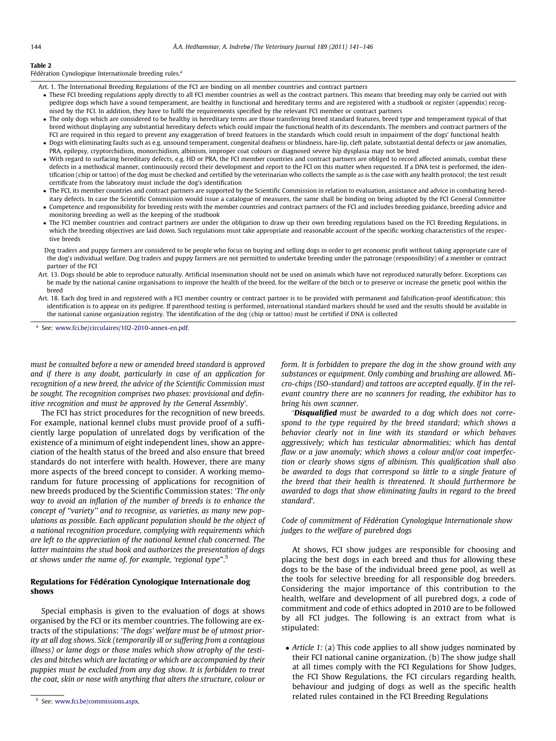**Table 2**
Fédération Cynologique Internationale breeding rules.[a]

Art. 1. The International Breeding Regulations of the FCI are binding on all member countries and contract partners

- These FCI breeding regulations apply directly to all FCI member countries as well as the contract partners. This means that breeding may only be carried out with pedigree dogs which have a sound temperament, are healthy in functional and hereditary terms and are registered with a studbook or register (appendix) recognised by the FCI. In addition, they have to fulfil the requirements specified by the relevant FCI member or contract partners
- The only dogs which are considered to be healthy in hereditary terms are those transferring breed standard features, breed type and temperament typical of that breed without displaying any substantial hereditary defects which could impair the functional health of its descendants. The members and contract partners of the FCI are required in this regard to prevent any exaggeration of breed features in the standards which could result in impairment of the dogs' functional health
- Dogs with eliminating faults such as e.g. unsound temperament, congenital deafness or blindness, hare-lip, cleft palate, substantial dental defects or jaw anomalies, PRA, epilepsy, cryptorchidism, monorchidism, albinism, improper coat colours or diagnosed severe hip dysplasia may not be bred
- With regard to surfacing hereditary defects, e.g. HD or PRA, the FCI member countries and contract partners are obliged to record affected animals, combat these defects in a methodical manner, continuously record their development and report to the FCI on this matter when requested. If a DNA test is performed, the identification (chip or tattoo) of the dog must be checked and certified by the veterinarian who collects the sample as is the case with any health protocol; the test result certificate from the laboratory must include the dog's identification
- The FCI, its member countries and contract partners are supported by the Scientific Commission in relation to evaluation, assistance and advice in combating hereditary defects. In case the Scientific Commission would issue a catalogue of measures, the same shall be binding on being adopted by the FCI General Committee
- Competence and responsibility for breeding rests with the member countries and contract partners of the FCI and includes breeding guidance, breeding advice and monitoring breeding as well as the keeping of the studbook
- The FCI member countries and contract partners are under the obligation to draw up their own breeding regulations based on the FCI Breeding Regulations, in which the breeding objectives are laid down. Such regulations must take appropriate and reasonable account of the specific working characteristics of the respective breeds

Dog traders and puppy farmers are considered to be people who focus on buying and selling dogs in order to get economic profit without taking appropriate care of the dog's individual welfare. Dog traders and puppy farmers are not permitted to undertake breeding under the patronage (responsibility) of a member or contract partner of the FCI

Art. 13. Dogs should be able to reproduce naturally. Artificial insemination should not be used on animals which have not reproduced naturally before. Exceptions can be made by the national canine organisations to improve the health of the breed, for the welfare of the bitch or to preserve or increase the genetic pool within the breed

Art. 18. Each dog bred in and registered with a FCI member country or contract partner is to be provided with permanent and falsification-proof identification; this identification is to appear on its pedigree. If parenthood testing is performed, international standard markers should be used and the results should be available in the national canine organization registry. The identification of the dog (chip or tattoo) must be certified if DNA is collected

[a] See: www.fci.be/circulaires/102-2010-annex-en.pdf.

*must be consulted before a new or amended breed standard is approved and if there is any doubt, particularly in case of an application for recognition of a new breed, the advice of the Scientific Commission must be sought. The recognition comprises two phases: provisional and definitive recognition and must be approved by the General Assembly*'.

The FCI has strict procedures for the recognition of new breeds. For example, national kennel clubs must provide proof of a sufficiently large population of unrelated dogs by verification of the existence of a minimum of eight independent lines, show an appreciation of the health status of the breed and also ensure that breed standards do not interfere with health. However, there are many more aspects of the breed concept to consider. A working memorandum for future processing of applications for recognition of new breeds produced by the Scientific Commission states: '*The only way to avoid an inflation of the number of breeds is to enhance the concept of "variety" and to recognise, as varieties, as many new populations as possible. Each applicant population should be the object of a national recognition procedure, complying with requirements which are left to the appreciation of the national kennel club concerned. The latter maintains the stud book and authorizes the presentation of dogs at shows under the name of, for example, 'regional type*''.[5]

## Regulations for Fédération Cynologique Internationale dog shows

Special emphasis is given to the evaluation of dogs at shows organised by the FCI or its member countries. The following are extracts of the stipulations: '*The dogs' welfare must be of utmost priority at all dog shows. Sick (temporarily ill or suffering from a contagious illness) or lame dogs or those males which show atrophy of the testicles and bitches which are lactating or which are accompanied by their puppies must be excluded from any dog show. It is forbidden to treat the coat, skin or nose with anything that alters the structure, colour or form. It is forbidden to prepare the dog in the show ground with any substances or equipment. Only combing and brushing are allowed. Micro-chips (ISO-standard) and tattoos are accepted equally. If in the relevant country there are no scanners for reading, the exhibitor has to bring his own scanner*.

'***Disqualified*** *must be awarded to a dog which does not correspond to the type required by the breed standard; which shows a behavior clearly not in line with its standard or which behaves aggressively; which has testicular abnormalities; which has dental flaw or a jaw anomaly; which shows a colour and/or coat imperfection or clearly shows signs of albinism. This qualification shall also be awarded to dogs that correspond so little to a single feature of the breed that their health is threatened. It should furthermore be awarded to dogs that show eliminating faults in regard to the breed standard*'.

### Code of commitment of Fédération Cynologique Internationale show judges to the welfare of purebred dogs

At shows, FCI show judges are responsible for choosing and placing the best dogs in each breed and thus for allowing these dogs to be the base of the individual breed gene pool, as well as the tools for selective breeding for all responsible dog breeders. Considering the major importance of this contribution to the health, welfare and development of all purebred dogs, a code of commitment and code of ethics adopted in 2010 are to be followed by all FCI judges. The following is an extract from what is stipulated:

- *Article 1:* (a) This code applies to all show judges nominated by their FCI national canine organization. (b) The show judge shall at all times comply with the FCI Regulations for Show Judges, the FCI Show Regulations, the FCI circulars regarding health, behaviour and judging of dogs as well as the specific health related rules contained in the FCI Breeding Regulations

[5] See: www.fci.be/commissions.aspx.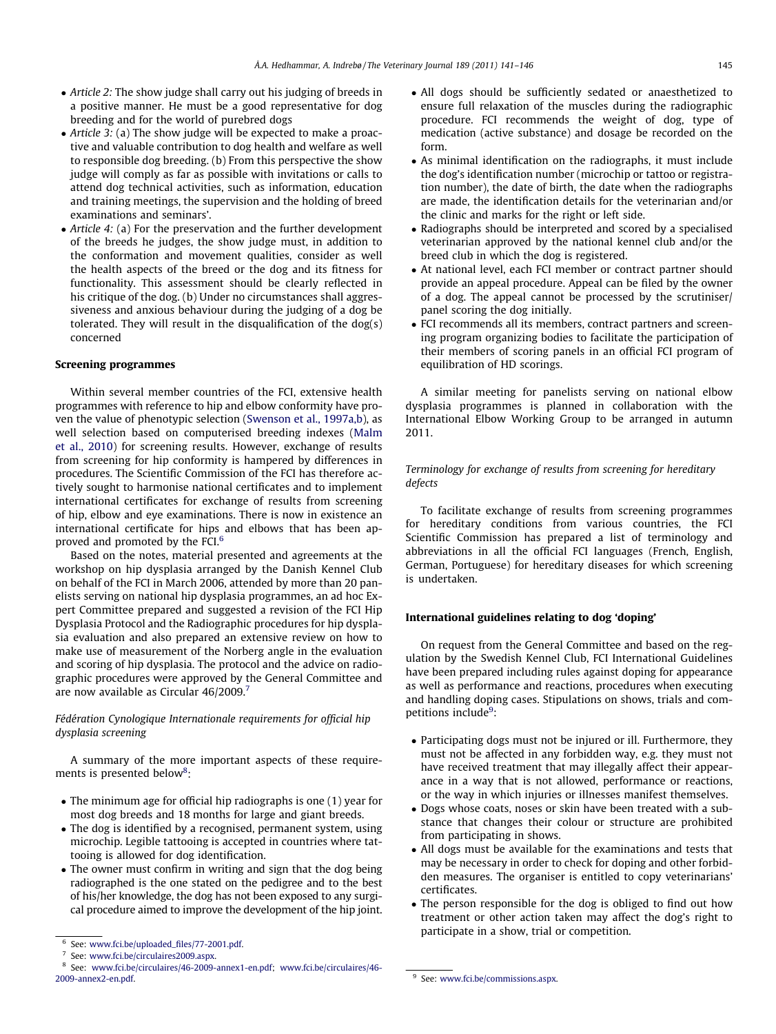- *Article 2:* The show judge shall carry out his judging of breeds in a positive manner. He must be a good representative for dog breeding and for the world of purebred dogs
- *Article 3:* (a) The show judge will be expected to make a proactive and valuable contribution to dog health and welfare as well to responsible dog breeding. (b) From this perspective the show judge will comply as far as possible with invitations or calls to attend dog technical activities, such as information, education and training meetings, the supervision and the holding of breed examinations and seminars'.
- *Article 4:* (a) For the preservation and the further development of the breeds he judges, the show judge must, in addition to the conformation and movement qualities, consider as well the health aspects of the breed or the dog and its fitness for functionality. This assessment should be clearly reflected in his critique of the dog. (b) Under no circumstances shall aggressiveness and anxious behaviour during the judging of a dog be tolerated. They will result in the disqualification of the dog(s) concerned

## Screening programmes

Within several member countries of the FCI, extensive health programmes with reference to hip and elbow conformity have proven the value of phenotypic selection (Swenson et al., 1997a,b), as well selection based on computerised breeding indexes (Malm et al., 2010) for screening results. However, exchange of results from screening for hip conformity is hampered by differences in procedures. The Scientific Commission of the FCI has therefore actively sought to harmonise national certificates and to implement international certificates for exchange of results from screening of hip, elbow and eye examinations. There is now in existence an international certificate for hips and elbows that has been approved and promoted by the FCI.[6]

Based on the notes, material presented and agreements at the workshop on hip dysplasia arranged by the Danish Kennel Club on behalf of the FCI in March 2006, attended by more than 20 panelists serving on national hip dysplasia programmes, an ad hoc Expert Committee prepared and suggested a revision of the FCI Hip Dysplasia Protocol and the Radiographic procedures for hip dysplasia evaluation and also prepared an extensive review on how to make use of measurement of the Norberg angle in the evaluation and scoring of hip dysplasia. The protocol and the advice on radiographic procedures were approved by the General Committee and are now available as Circular 46/2009.[7]

### *Fédération Cynologique Internationale requirements for official hip dysplasia screening*

A summary of the more important aspects of these requirements is presented below[8]:

- The minimum age for official hip radiographs is one (1) year for most dog breeds and 18 months for large and giant breeds.
- The dog is identified by a recognised, permanent system, using microchip. Legible tattooing is accepted in countries where tattooing is allowed for dog identification.
- The owner must confirm in writing and sign that the dog being radiographed is the one stated on the pedigree and to the best of his/her knowledge, the dog has not been exposed to any surgical procedure aimed to improve the development of the hip joint.
- All dogs should be sufficiently sedated or anaesthetized to ensure full relaxation of the muscles during the radiographic procedure. FCI recommends the weight of dog, type of medication (active substance) and dosage be recorded on the form.
- As minimal identification on the radiographs, it must include the dog's identification number (microchip or tattoo or registration number), the date of birth, the date when the radiographs are made, the identification details for the veterinarian and/or the clinic and marks for the right or left side.
- Radiographs should be interpreted and scored by a specialised veterinarian approved by the national kennel club and/or the breed club in which the dog is registered.
- At national level, each FCI member or contract partner should provide an appeal procedure. Appeal can be filed by the owner of a dog. The appeal cannot be processed by the scrutiniser/panel scoring the dog initially.
- FCI recommends all its members, contract partners and screening program organizing bodies to facilitate the participation of their members of scoring panels in an official FCI program of equilibration of HD scorings.

A similar meeting for panelists serving on national elbow dysplasia programmes is planned in collaboration with the International Elbow Working Group to be arranged in autumn 2011.

### *Terminology for exchange of results from screening for hereditary defects*

To facilitate exchange of results from screening programmes for hereditary conditions from various countries, the FCI Scientific Commission has prepared a list of terminology and abbreviations in all the official FCI languages (French, English, German, Portuguese) for hereditary diseases for which screening is undertaken.

## International guidelines relating to dog 'doping'

On request from the General Committee and based on the regulation by the Swedish Kennel Club, FCI International Guidelines have been prepared including rules against doping for appearance as well as performance and reactions, procedures when executing and handling doping cases. Stipulations on shows, trials and competitions include[9]:

- Participating dogs must not be injured or ill. Furthermore, they must not be affected in any forbidden way, e.g. they must not have received treatment that may illegally affect their appearance in a way that is not allowed, performance or reactions, or the way in which injuries or illnesses manifest themselves.
- Dogs whose coats, noses or skin have been treated with a substance that changes their colour or structure are prohibited from participating in shows.
- All dogs must be available for the examinations and tests that may be necessary in order to check for doping and other forbidden measures. The organiser is entitled to copy veterinarians' certificates.
- The person responsible for the dog is obliged to find out how treatment or other action taken may affect the dog's right to participate in a show, trial or competition.

---

[6] See: www.fci.be/uploaded_files/77-2001.pdf.

[7] See: www.fci.be/circulaires2009.aspx.

[8] See: www.fci.be/circulaires/46-2009-annex1-en.pdf; www.fci.be/circulaires/46-2009-annex2-en.pdf.

[9] See: www.fci.be/commissions.aspx.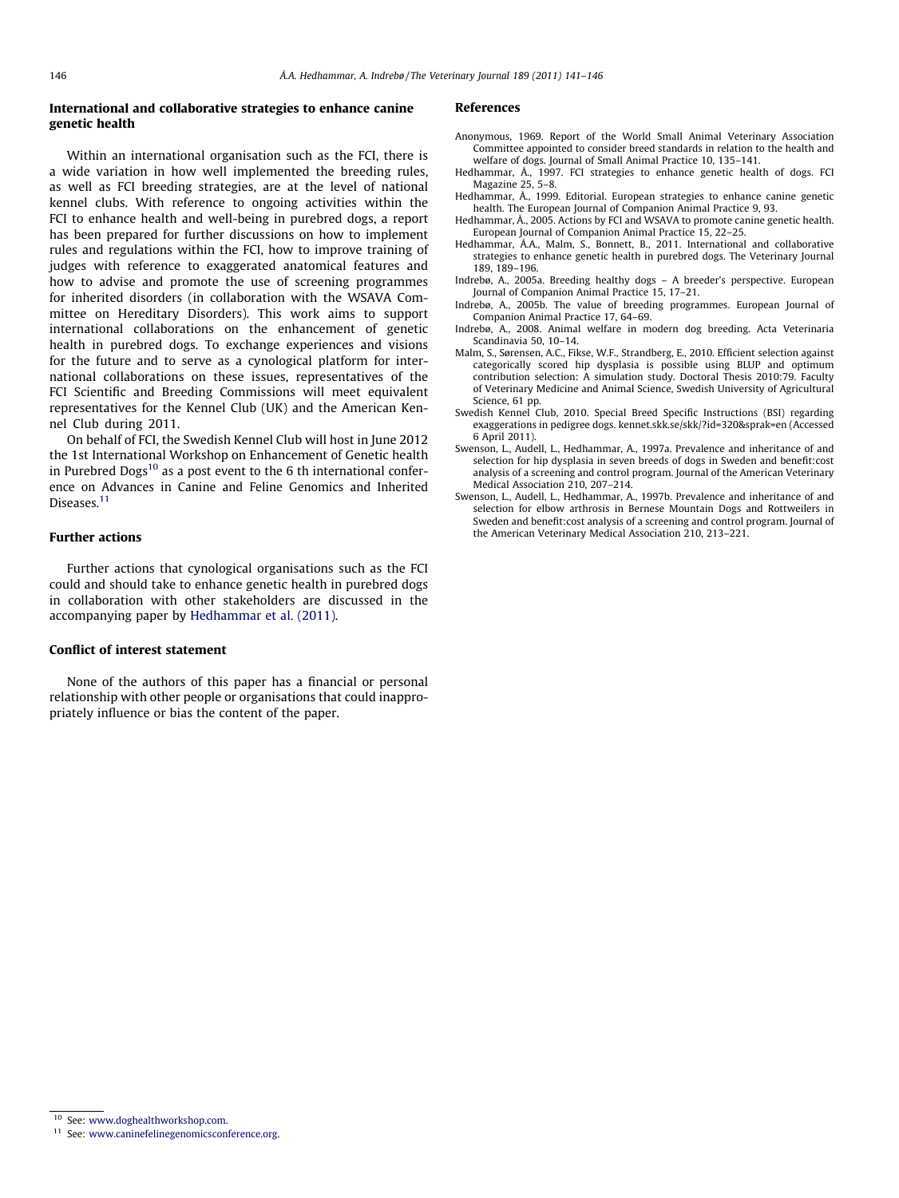## International and collaborative strategies to enhance canine genetic health

Within an international organisation such as the FCI, there is a wide variation in how well implemented the breeding rules, as well as FCI breeding strategies, are at the level of national kennel clubs. With reference to ongoing activities within the FCI to enhance health and well-being in purebred dogs, a report has been prepared for further discussions on how to implement rules and regulations within the FCI, how to improve training of judges with reference to exaggerated anatomical features and how to advise and promote the use of screening programmes for inherited disorders (in collaboration with the WSAVA Committee on Hereditary Disorders). This work aims to support international collaborations on the enhancement of genetic health in purebred dogs. To exchange experiences and visions for the future and to serve as a cynological platform for international collaborations on these issues, representatives of the FCI Scientific and Breeding Commissions will meet equivalent representatives for the Kennel Club (UK) and the American Kennel Club during 2011.

On behalf of FCI, the Swedish Kennel Club will host in June 2012 the 1st International Workshop on Enhancement of Genetic health in Purebred Dogs[10] as a post event to the 6 th international conference on Advances in Canine and Feline Genomics and Inherited Diseases.[11]

## Further actions

Further actions that cynological organisations such as the FCI could and should take to enhance genetic health in purebred dogs in collaboration with other stakeholders are discussed in the accompanying paper by Hedhammar et al. (2011).

## Conflict of interest statement

None of the authors of this paper has a financial or personal relationship with other people or organisations that could inappropriately influence or bias the content of the paper.

## References

Anonymous, 1969. Report of the World Small Animal Veterinary Association Committee appointed to consider breed standards in relation to the health and welfare of dogs. Journal of Small Animal Practice 10, 135–141.

Hedhammar, Å., 1997. FCI strategies to enhance genetic health of dogs. FCI Magazine 25, 5–8.

Hedhammar, Å., 1999. Editorial. European strategies to enhance canine genetic health. The European Journal of Companion Animal Practice 9, 93.

Hedhammar, Å., 2005. Actions by FCI and WSAVA to promote canine genetic health. European Journal of Companion Animal Practice 15, 22–25.

Hedhammar, Å.A., Malm, S., Bonnett, B., 2011. International and collaborative strategies to enhance genetic health in purebred dogs. The Veterinary Journal 189, 189–196.

Indrebø, A., 2005a. Breeding healthy dogs – A breeder's perspective. European Journal of Companion Animal Practice 15, 17–21.

Indrebø, A., 2005b. The value of breeding programmes. European Journal of Companion Animal Practice 17, 64–69.

Indrebø, A., 2008. Animal welfare in modern dog breeding. Acta Veterinaria Scandinavia 50, 10–14.

Malm, S., Sørensen, A.C., Fikse, W.F., Strandberg, E., 2010. Efficient selection against categorically scored hip dysplasia is possible using BLUP and optimum contribution selection: A simulation study. Doctoral Thesis 2010:79. Faculty of Veterinary Medicine and Animal Science, Swedish University of Agricultural Science, 61 pp.

Swedish Kennel Club, 2010. Special Breed Specific Instructions (BSI) regarding exaggerations in pedigree dogs. kennet.skk.se/skk/?id=320&sprak=en (Accessed 6 April 2011).

Swenson, L., Audell, L., Hedhammar, A., 1997a. Prevalence and inheritance of and selection for hip dysplasia in seven breeds of dogs in Sweden and benefit:cost analysis of a screening and control program. Journal of the American Veterinary Medical Association 210, 207–214.

Swenson, L., Audell, L., Hedhammar, A., 1997b. Prevalence and inheritance of and selection for elbow arthrosis in Bernese Mountain Dogs and Rottweilers in Sweden and benefit:cost analysis of a screening and control program. Journal of the American Veterinary Medical Association 210, 213–221.

---

[10] See: www.doghealthworkshop.com.

[11] See: www.caninefelinegenomicsconference.org.